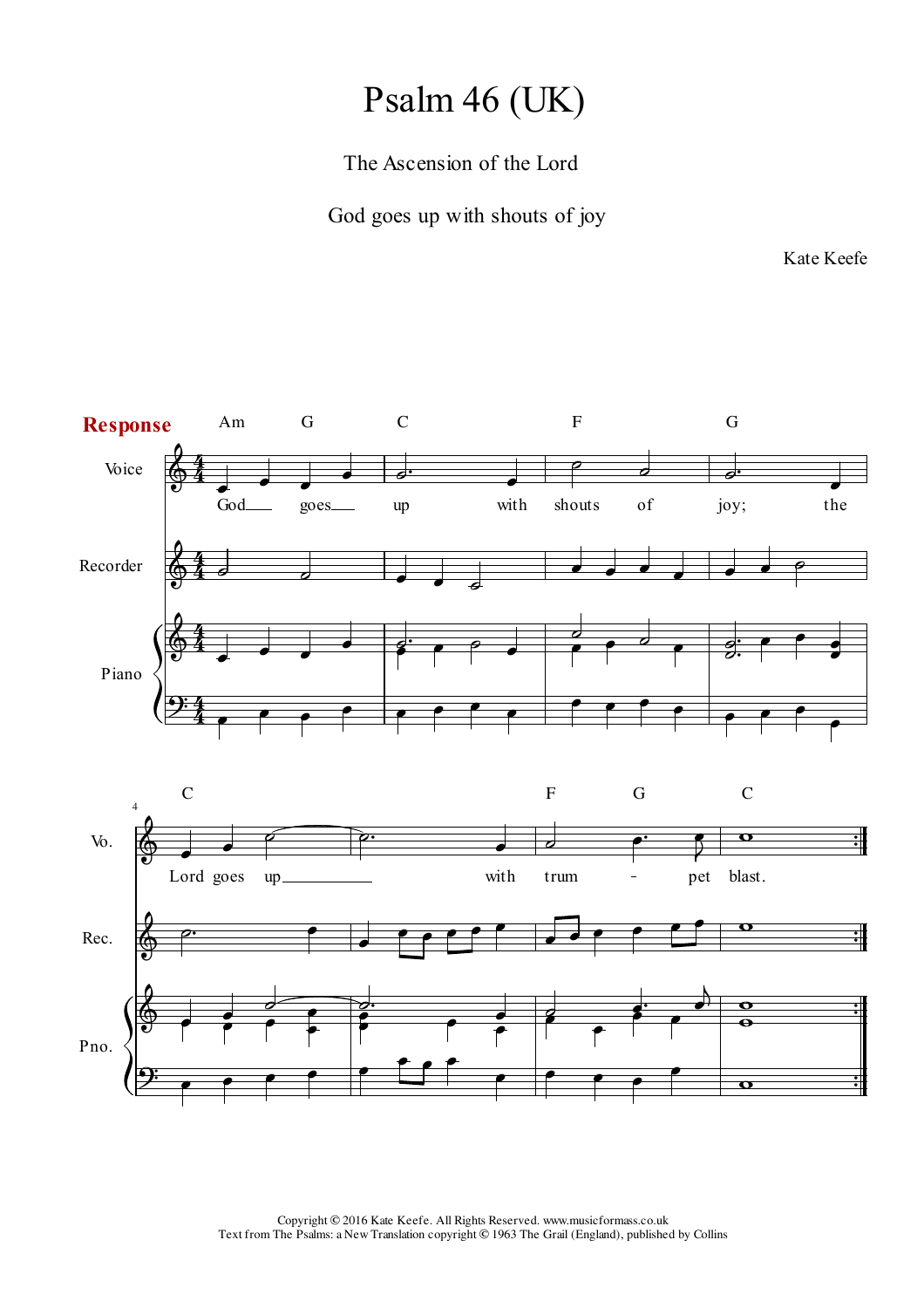# Psalm 46 (UK)

The Ascension of the Lord

God goes up with shouts of joy

Kate Keefe

**Response**

Voice, Recorder, Piano

Am G C F G

God goes up with shouts of joy; the

C F G C

Lord goes up with trum - pet blast.

Copyright © 2016 Kate Keefe. All Rights Reserved. www.musicformass.co.uk
Text from The Psalms: a New Translation copyright © 1963 The Grail (England), published by Collins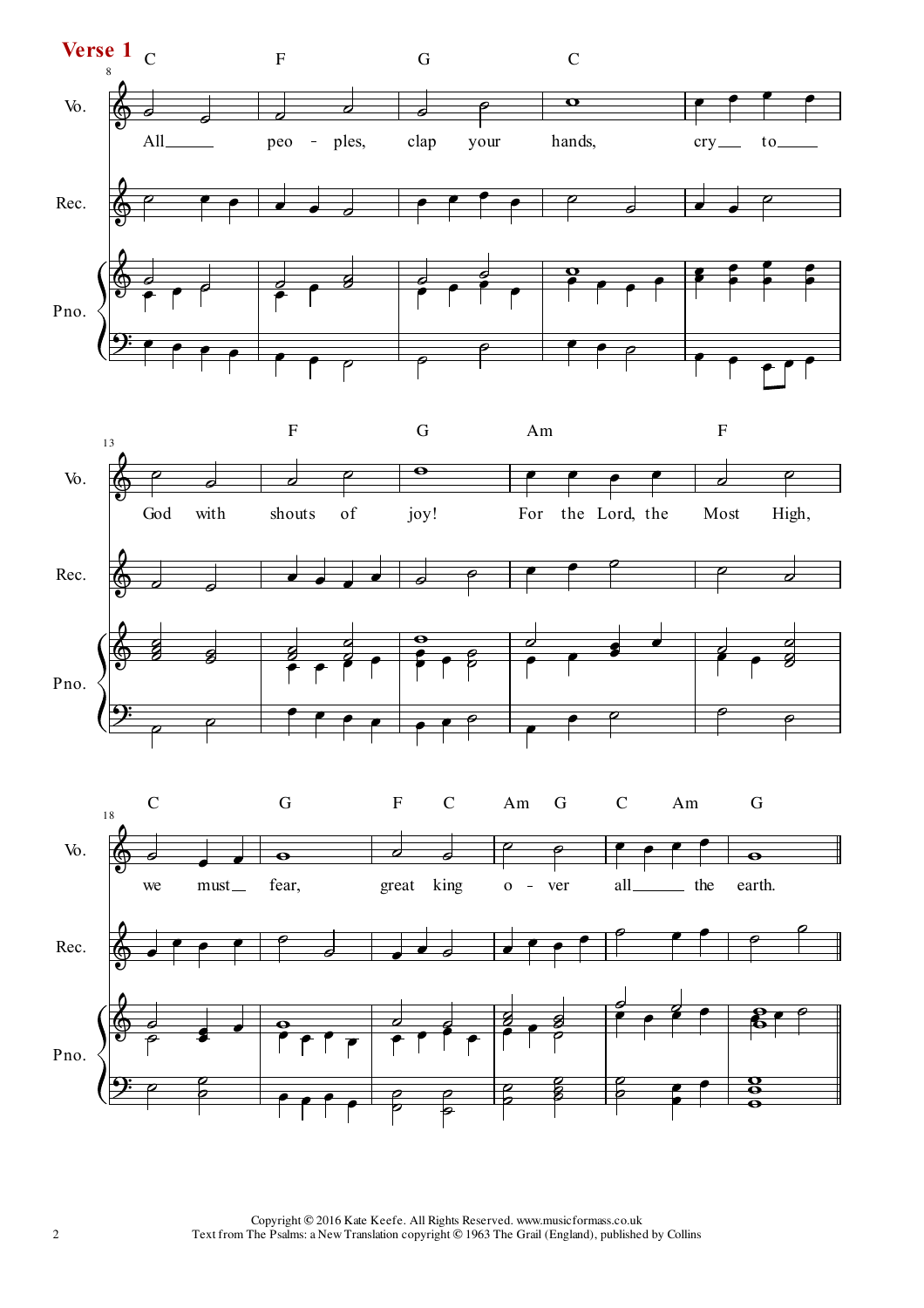**Verse 1**

All peoples, clap your hands, cry to God with shouts of joy! For the Lord, the Most High, we must fear, great king over all the earth.

Copyright © 2016 Kate Keefe. All Rights Reserved. www.musicformass.co.uk
Text from The Psalms: a New Translation copyright © 1963 The Grail (England), published by Collins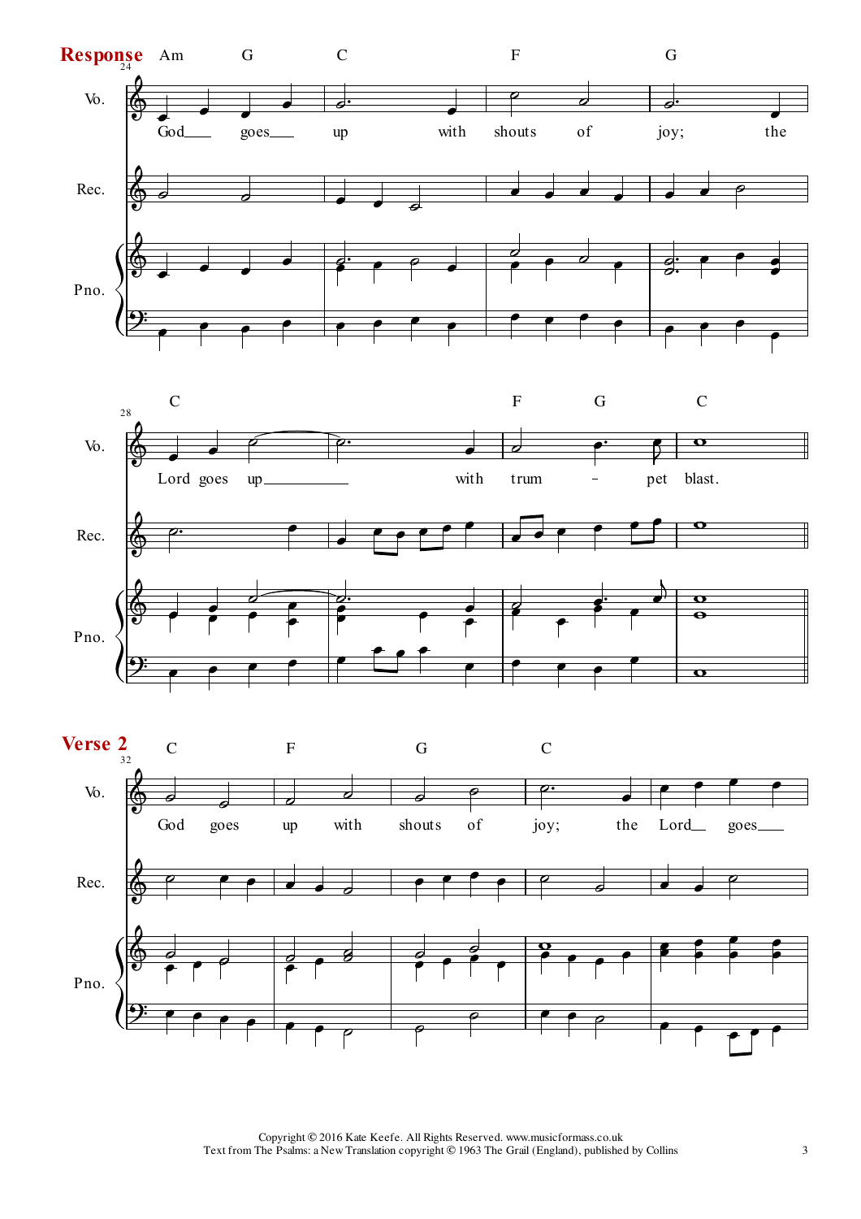## Response

Am G C F G

God goes up with shouts of joy; the

C F G C

Lord goes up with trum - pet blast.

## Verse 2

C F G C

God goes up with shouts of joy; the Lord goes

Copyright © 2016 Kate Keefe. All Rights Reserved. www.musicformass.co.uk
Text from The Psalms: a New Translation copyright © 1963 The Grail (England), published by Collins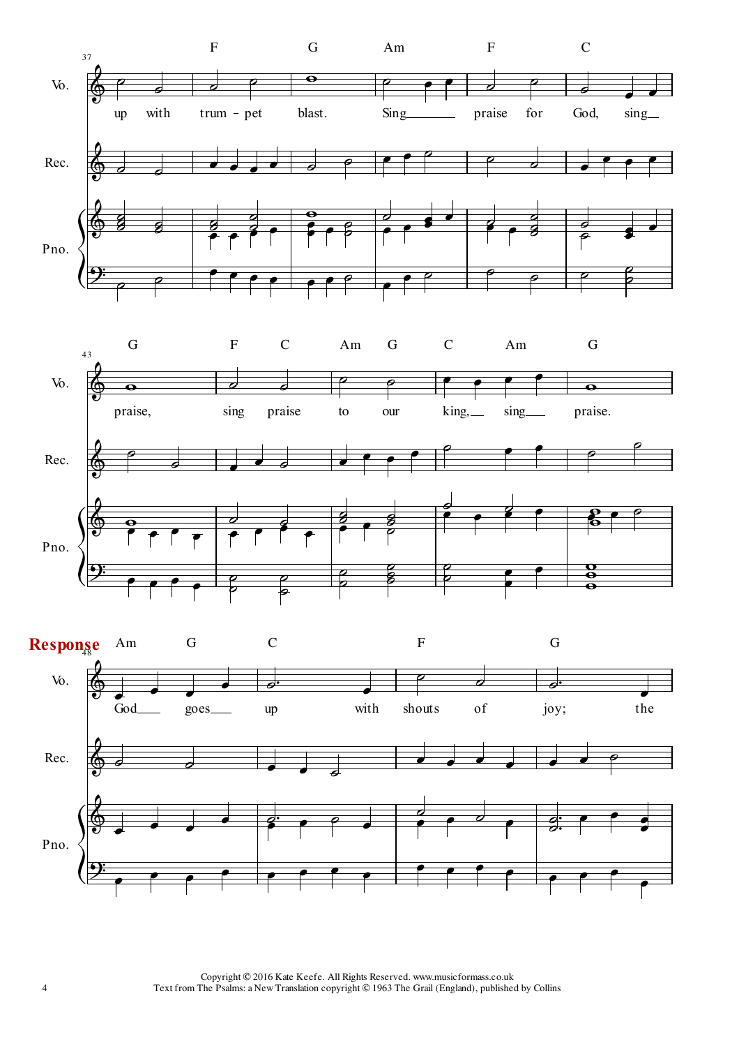**Response**

Copyright © 2016 Kate Keefe. All Rights Reserved. www.musicformass.co.uk
Text from The Psalms: a New Translation copyright © 1963 The Grail (England), published by Collins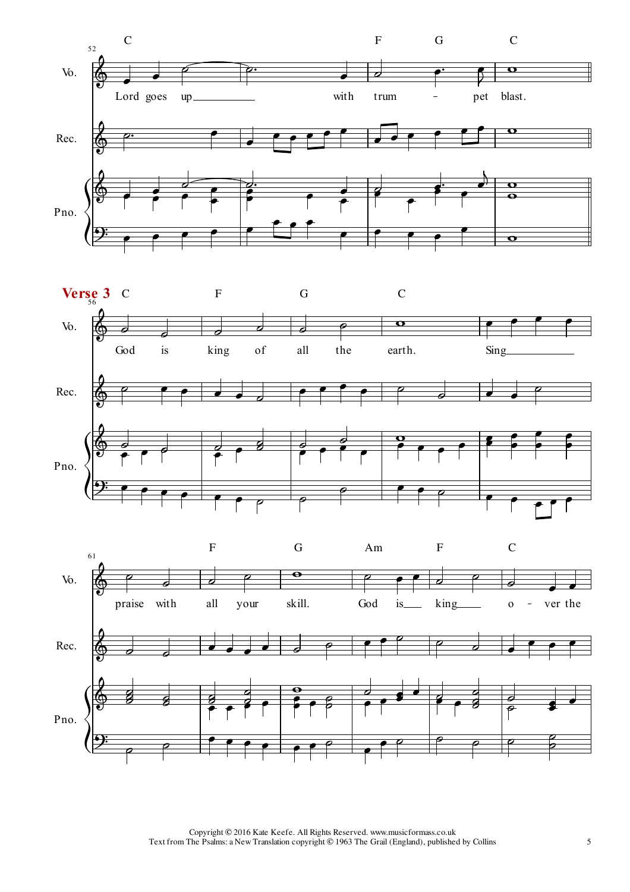52

Vo.

Rec.

Pno.

C F G C

Lord goes up with trum - pet blast.

**Verse 3**

56

C F G C

God is king of all the earth. Sing

61

F G Am F C

praise with all your skill. God is king o - ver the

Copyright © 2016 Kate Keefe. All Rights Reserved. www.musicformass.co.uk
Text from The Psalms: a New Translation copyright © 1963 The Grail (England), published by Collins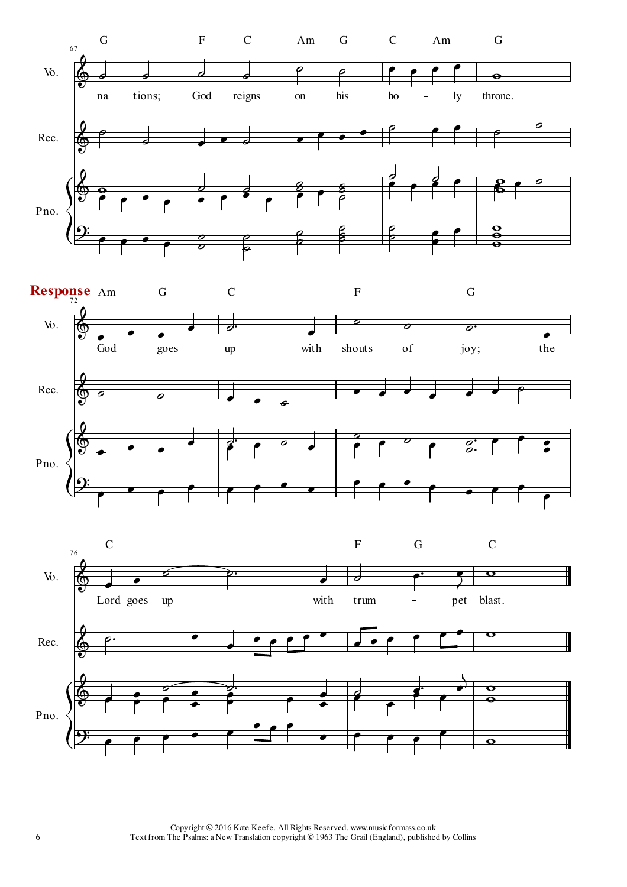**Response**

Copyright © 2016 Kate Keefe. All Rights Reserved. www.musicformass.co.uk
Text from The Psalms: a New Translation copyright © 1963 The Grail (England), published by Collins